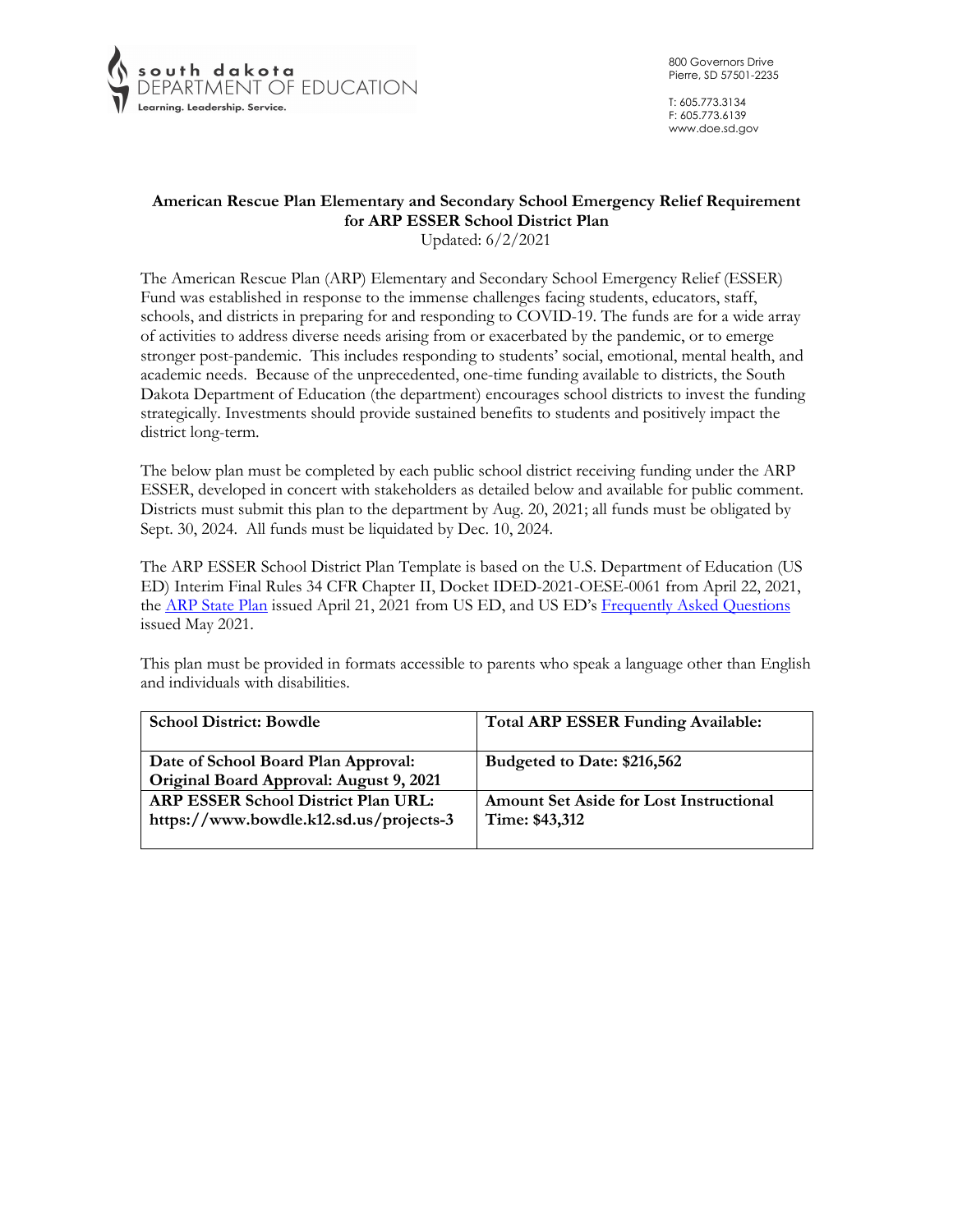south dakota
DEPARTMENT OF EDUCATION
Learning. Leadership. Service.

800 Governors Drive
Pierre, SD 57501-2235

T: 605.773.3134
F: 605.773.6139
www.doe.sd.gov

## American Rescue Plan Elementary and Secondary School Emergency Relief Requirement for ARP ESSER School District Plan

Updated: 6/2/2021

The American Rescue Plan (ARP) Elementary and Secondary School Emergency Relief (ESSER) Fund was established in response to the immense challenges facing students, educators, staff, schools, and districts in preparing for and responding to COVID-19. The funds are for a wide array of activities to address diverse needs arising from or exacerbated by the pandemic, or to emerge stronger post-pandemic. This includes responding to students' social, emotional, mental health, and academic needs. Because of the unprecedented, one-time funding available to districts, the South Dakota Department of Education (the department) encourages school districts to invest the funding strategically. Investments should provide sustained benefits to students and positively impact the district long-term.

The below plan must be completed by each public school district receiving funding under the ARP ESSER, developed in concert with stakeholders as detailed below and available for public comment. Districts must submit this plan to the department by Aug. 20, 2021; all funds must be obligated by Sept. 30, 2024. All funds must be liquidated by Dec. 10, 2024.

The ARP ESSER School District Plan Template is based on the U.S. Department of Education (US ED) Interim Final Rules 34 CFR Chapter II, Docket IDED-2021-OESE-0061 from April 22, 2021, the ARP State Plan issued April 21, 2021 from US ED, and US ED's Frequently Asked Questions issued May 2021.

This plan must be provided in formats accessible to parents who speak a language other than English and individuals with disabilities.

| School District: Bowdle | Total ARP ESSER Funding Available: |
|---|---|
| Date of School Board Plan Approval: Original Board Approval: August 9, 2021 | Budgeted to Date: $216,562 |
| ARP ESSER School District Plan URL: https://www.bowdle.k12.sd.us/projects-3 | Amount Set Aside for Lost Instructional Time: $43,312 |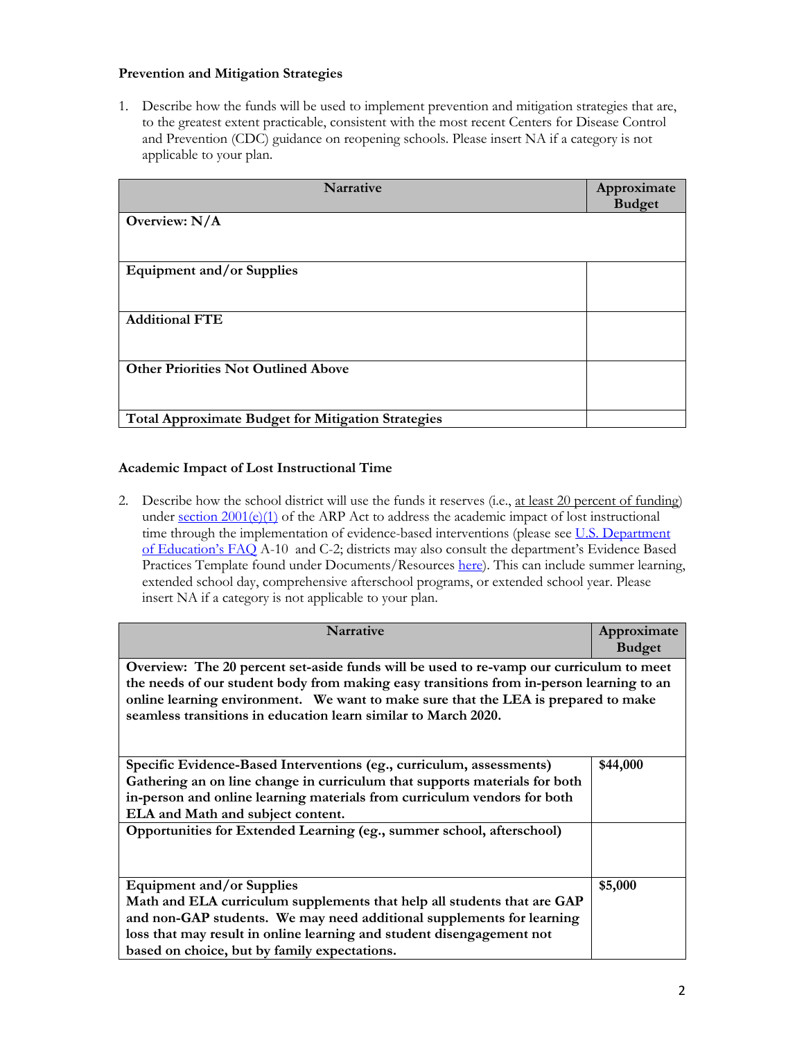**Prevention and Mitigation Strategies**

1. Describe how the funds will be used to implement prevention and mitigation strategies that are, to the greatest extent practicable, consistent with the most recent Centers for Disease Control and Prevention (CDC) guidance on reopening schools. Please insert NA if a category is not applicable to your plan.

| Narrative | Approximate Budget |
| --- | --- |
| **Overview: N/A** | |
| **Equipment and/or Supplies** | |
| **Additional FTE** | |
| **Other Priorities Not Outlined Above** | |
| **Total Approximate Budget for Mitigation Strategies** | |

**Academic Impact of Lost Instructional Time**

2. Describe how the school district will use the funds it reserves (i.e., at least 20 percent of funding) under section 2001(e)(1) of the ARP Act to address the academic impact of lost instructional time through the implementation of evidence-based interventions (please see U.S. Department of Education's FAQ A-10 and C-2; districts may also consult the department's Evidence Based Practices Template found under Documents/Resources here). This can include summer learning, extended school day, comprehensive afterschool programs, or extended school year. Please insert NA if a category is not applicable to your plan.

| Narrative | Approximate Budget |
| --- | --- |
| **Overview: The 20 percent set-aside funds will be used to re-vamp our curriculum to meet the needs of our student body from making easy transitions from in-person learning to an online learning environment. We want to make sure that the LEA is prepared to make seamless transitions in education learn similar to March 2020.** | |
| **Specific Evidence-Based Interventions (eg., curriculum, assessments)** **Gathering an on line change in curriculum that supports materials for both in-person and online learning materials from curriculum vendors for both ELA and Math and subject content.** | **$44,000** |
| **Opportunities for Extended Learning (eg., summer school, afterschool)** | |
| Equipment and/or Supplies **Math and ELA curriculum supplements that help all students that are GAP and non-GAP students. We may need additional supplements for learning loss that may result in online learning and student disengagement not based on choice, but by family expectations.** | **$5,000** |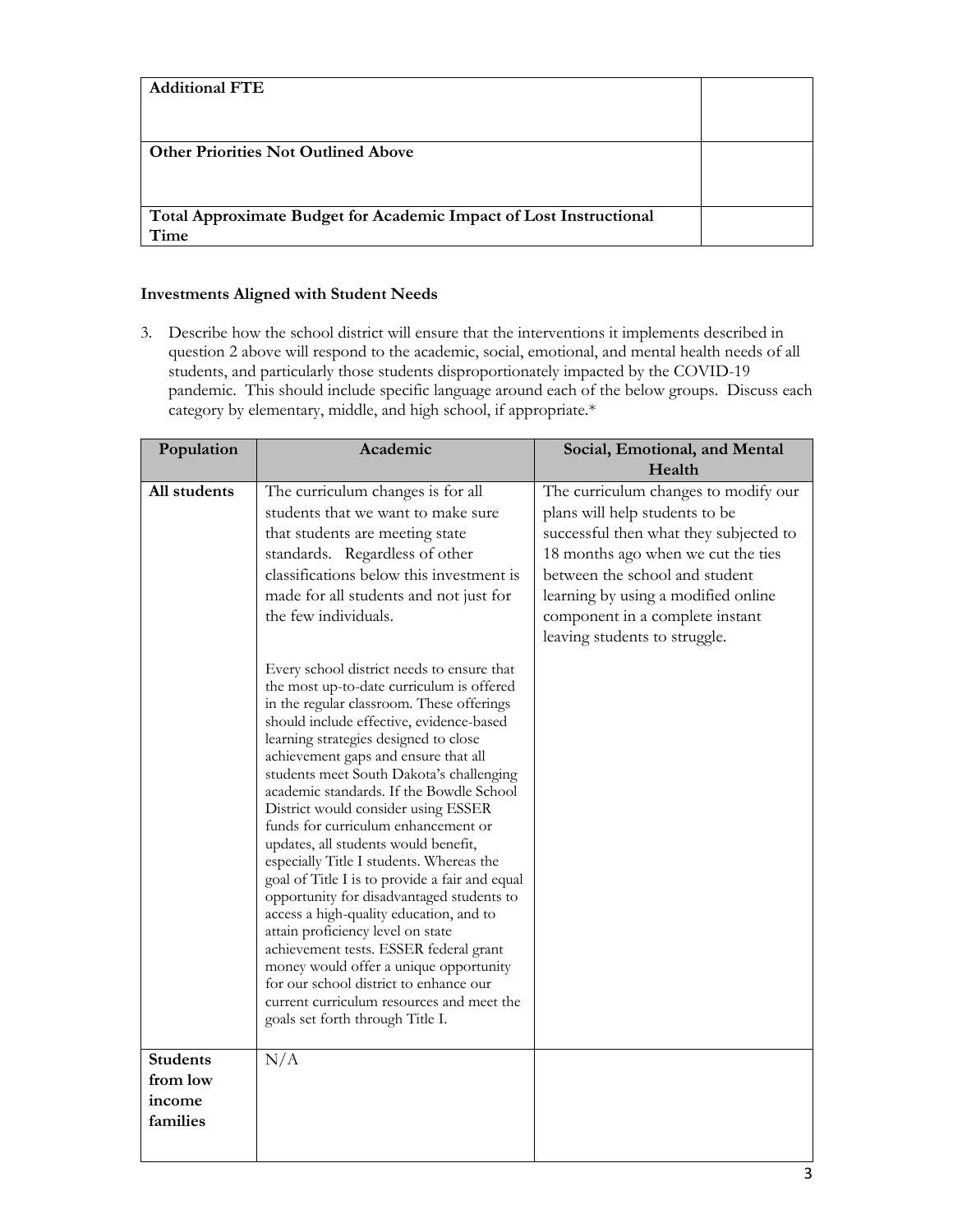| Additional FTE | |
|---|---|
| **Other Priorities Not Outlined Above** | |
| **Total Approximate Budget for Academic Impact of Lost Instructional Time** | |

**Investments Aligned with Student Needs**

3. Describe how the school district will ensure that the interventions it implements described in question 2 above will respond to the academic, social, emotional, and mental health needs of all students, and particularly those students disproportionately impacted by the COVID-19 pandemic. This should include specific language around each of the below groups. Discuss each category by elementary, middle, and high school, if appropriate.*

| Population | Academic | Social, Emotional, and Mental Health |
|---|---|---|
| **All students** | The curriculum changes is for all students that we want to make sure that students are meeting state standards. Regardless of other classifications below this investment is made for all students and not just for the few individuals.<br><br>Every school district needs to ensure that the most up-to-date curriculum is offered in the regular classroom. These offerings should include effective, evidence-based learning strategies designed to close achievement gaps and ensure that all students meet South Dakota's challenging academic standards. If the Bowdle School District would consider using ESSER funds for curriculum enhancement or updates, all students would benefit, especially Title I students. Whereas the goal of Title I is to provide a fair and equal opportunity for disadvantaged students to access a high-quality education, and to attain proficiency level on state achievement tests. ESSER federal grant money would offer a unique opportunity for our school district to enhance our current curriculum resources and meet the goals set forth through Title I. | The curriculum changes to modify our plans will help students to be successful then what they subjected to 18 months ago when we cut the ties between the school and student learning by using a modified online component in a complete instant leaving students to struggle. |
| **Students from low income families** | N/A | |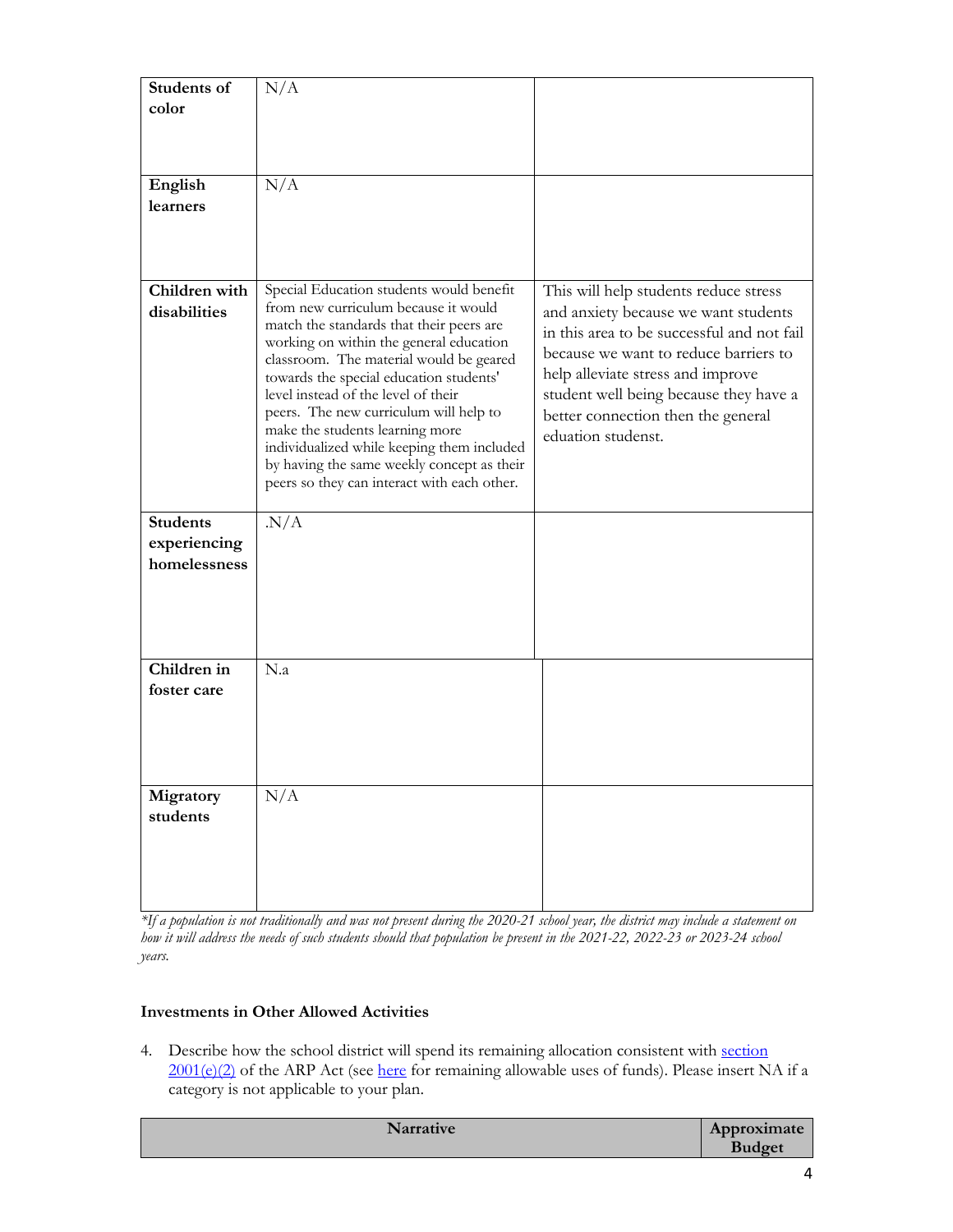| | | |
|---|---|---|
| **Students of color** | N/A | |
| **English learners** | N/A | |
| **Children with disabilities** | Special Education students would benefit from new curriculum because it would match the standards that their peers are working on within the general education classroom. The material would be geared towards the special education students' level instead of the level of their peers. The new curriculum will help to make the students learning more individualized while keeping them included by having the same weekly concept as their peers so they can interact with each other. | This will help students reduce stress and anxiety because we want students in this area to be successful and not fail because we want to reduce barriers to help alleviate stress and improve student well being because they have a better connection then the general eduation studenst. |
| **Students experiencing homelessness** | .N/A | |
| **Children in foster care** | N.a | |
| **Migratory students** | N/A | |

*\*If a population is not traditionally and was not present during the 2020-21 school year, the district may include a statement on how it will address the needs of such students should that population be present in the 2021-22, 2022-23 or 2023-24 school years.*

### Investments in Other Allowed Activities

4. Describe how the school district will spend its remaining allocation consistent with [section 2001(e)(2)]() of the ARP Act (see [here]() for remaining allowable uses of funds). Please insert NA if a category is not applicable to your plan.

| Narrative | Approximate Budget |
|---|---|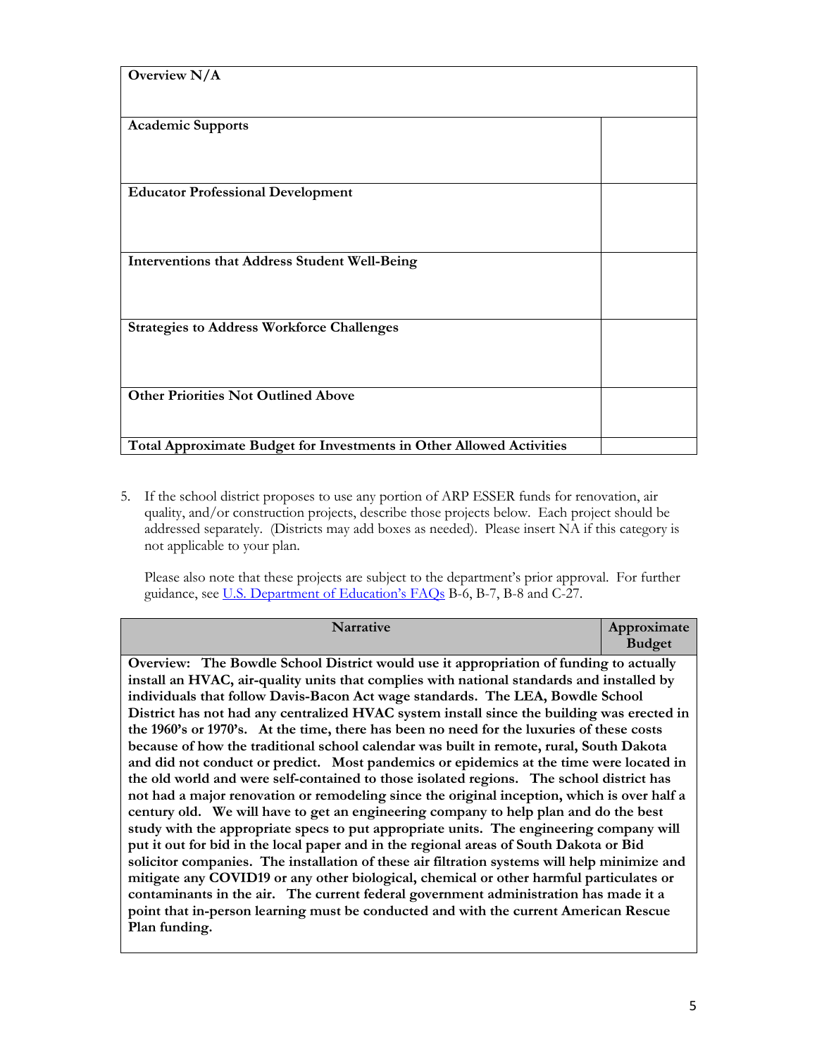| **Overview N/A** | |
|---|---|
| **Academic Supports** | |
| **Educator Professional Development** | |
| **Interventions that Address Student Well-Being** | |
| **Strategies to Address Workforce Challenges** | |
| **Other Priorities Not Outlined Above** | |
| **Total Approximate Budget for Investments in Other Allowed Activities** | |

5. If the school district proposes to use any portion of ARP ESSER funds for renovation, air quality, and/or construction projects, describe those projects below. Each project should be addressed separately. (Districts may add boxes as needed). Please insert NA if this category is not applicable to your plan.

   Please also note that these projects are subject to the department's prior approval. For further guidance, see U.S. Department of Education's FAQs B-6, B-7, B-8 and C-27.

| Narrative | Approximate Budget |
|---|---|
| **Overview: The Bowdle School District would use it appropriation of funding to actually install an HVAC, air-quality units that complies with national standards and installed by individuals that follow Davis-Bacon Act wage standards. The LEA, Bowdle School District has not had any centralized HVAC system install since the building was erected in the 1960's or 1970's. At the time, there has been no need for the luxuries of these costs because of how the traditional school calendar was built in remote, rural, South Dakota and did not conduct or predict. Most pandemics or epidemics at the time were located in the old world and were self-contained to those isolated regions. The school district has not had a major renovation or remodeling since the original inception, which is over half a century old. We will have to get an engineering company to help plan and do the best study with the appropriate specs to put appropriate units. The engineering company will put it out for bid in the local paper and in the regional areas of South Dakota or Bid solicitor companies. The installation of these air filtration systems will help minimize and mitigate any COVID19 or any other biological, chemical or other harmful particulates or contaminants in the air. The current federal government administration has made it a point that in-person learning must be conducted and with the current American Rescue Plan funding.** | |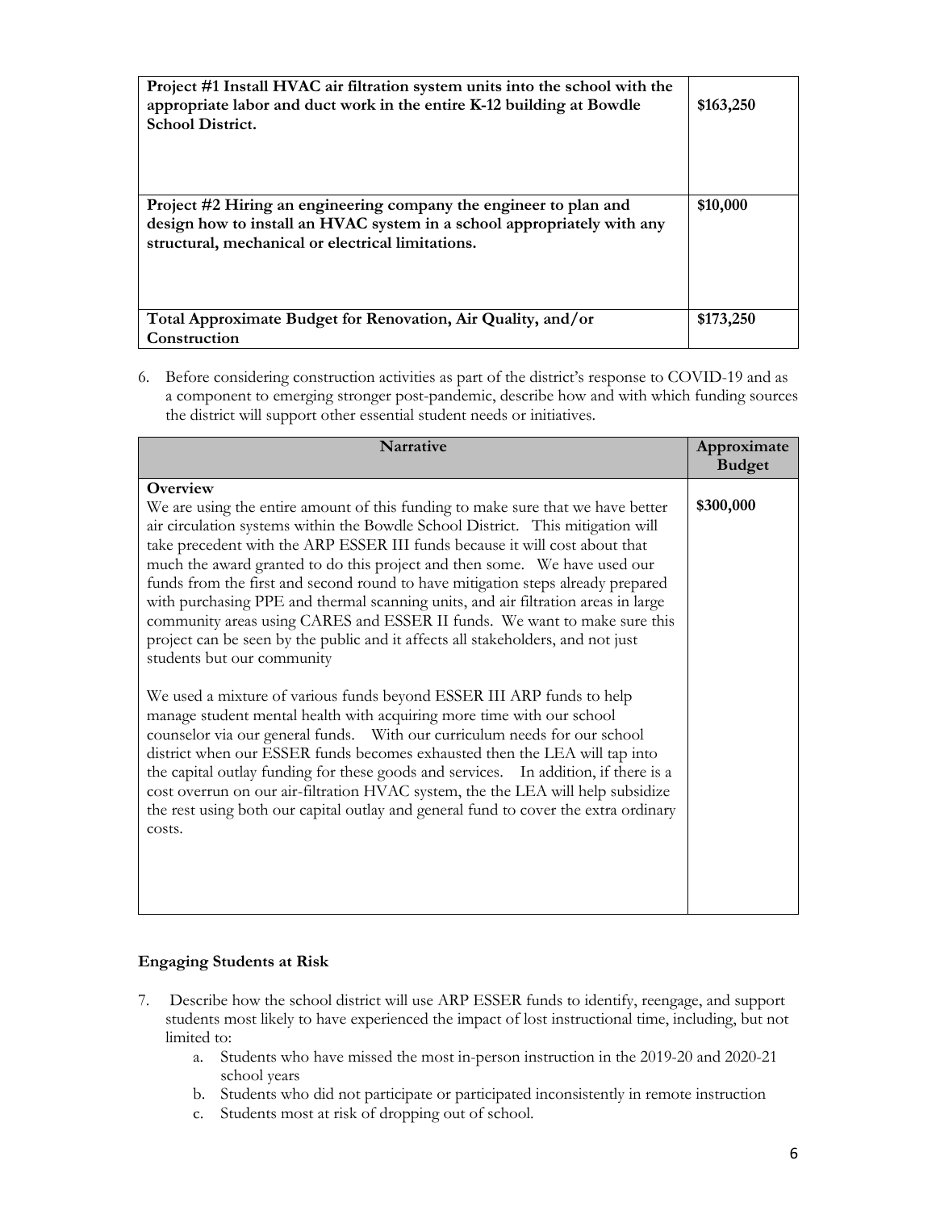| **Project #1 Install HVAC air filtration system units into the school with the appropriate labor and duct work in the entire K-12 building at Bowdle School District.** | **$163,250** |
|---|---|
| **Project #2 Hiring an engineering company the engineer to plan and design how to install an HVAC system in a school appropriately with any structural, mechanical or electrical limitations.** | **$10,000** |
| **Total Approximate Budget for Renovation, Air Quality, and/or Construction** | **$173,250** |

6. Before considering construction activities as part of the district's response to COVID-19 and as a component to emerging stronger post-pandemic, describe how and with which funding sources the district will support other essential student needs or initiatives.

| Narrative | Approximate Budget |
|---|---|
| **Overview**<br>We are using the entire amount of this funding to make sure that we have better air circulation systems within the Bowdle School District. This mitigation will take precedent with the ARP ESSER III funds because it will cost about that much the award granted to do this project and then some. We have used our funds from the first and second round to have mitigation steps already prepared with purchasing PPE and thermal scanning units, and air filtration areas in large community areas using CARES and ESSER II funds. We want to make sure this project can be seen by the public and it affects all stakeholders, and not just students but our community<br><br>We used a mixture of various funds beyond ESSER III ARP funds to help manage student mental health with acquiring more time with our school counselor via our general funds. With our curriculum needs for our school district when our ESSER funds becomes exhausted then the LEA will tap into the capital outlay funding for these goods and services. In addition, if there is a cost overrun on our air-filtration HVAC system, the the LEA will help subsidize the rest using both our capital outlay and general fund to cover the extra ordinary costs. | **$300,000** |

### Engaging Students at Risk

7. Describe how the school district will use ARP ESSER funds to identify, reengage, and support students most likely to have experienced the impact of lost instructional time, including, but not limited to:
   a. Students who have missed the most in-person instruction in the 2019-20 and 2020-21 school years
   b. Students who did not participate or participated inconsistently in remote instruction
   c. Students most at risk of dropping out of school.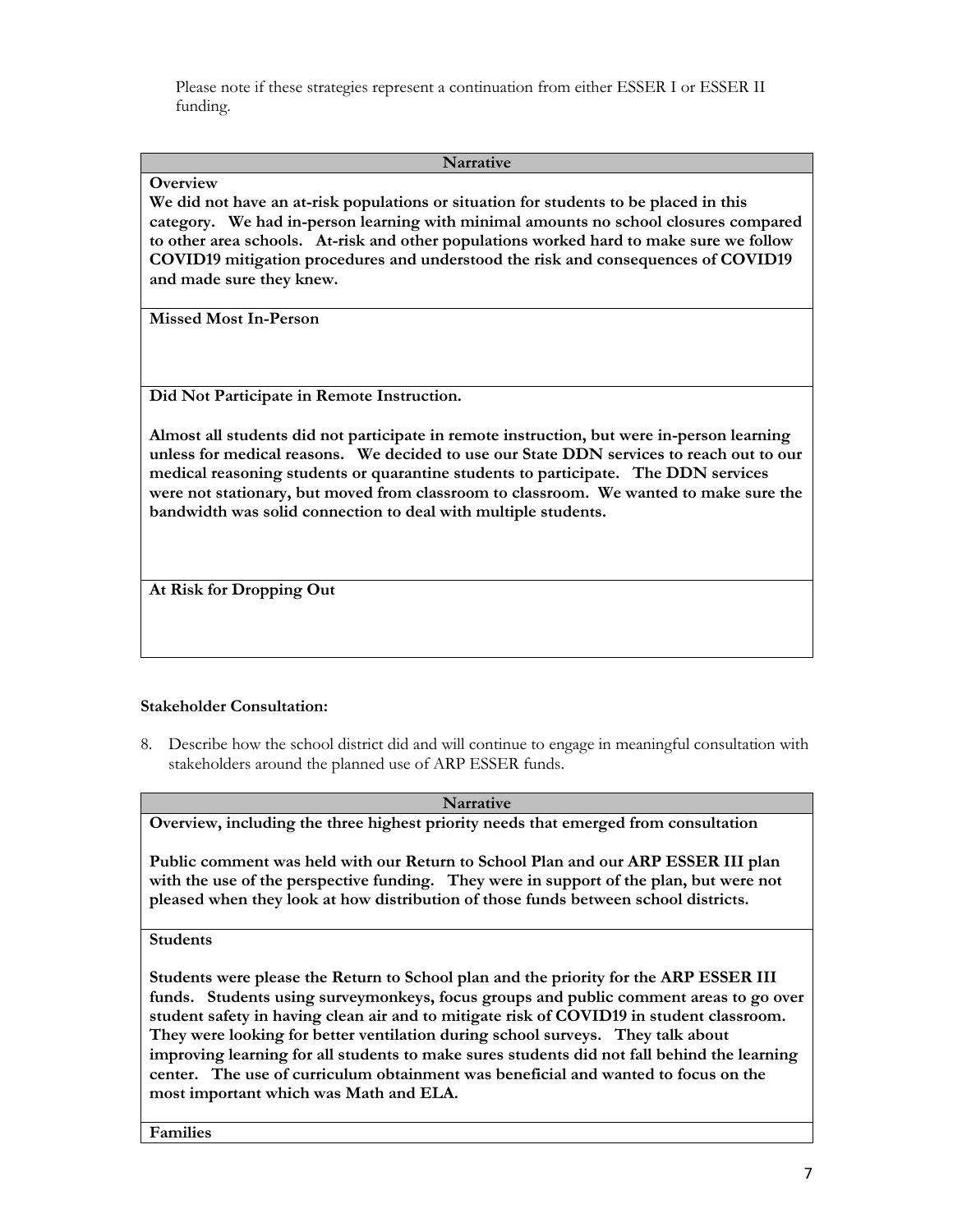Please note if these strategies represent a continuation from either ESSER I or ESSER II funding.

| Narrative |
|---|
| **Overview**<br>**We did not have an at-risk populations or situation for students to be placed in this category. We had in-person learning with minimal amounts no school closures compared to other area schools. At-risk and other populations worked hard to make sure we follow COVID19 mitigation procedures and understood the risk and consequences of COVID19 and made sure they knew.** |
| **Missed Most In-Person** |
| **Did Not Participate in Remote Instruction.**<br><br>**Almost all students did not participate in remote instruction, but were in-person learning unless for medical reasons. We decided to use our State DDN services to reach out to our medical reasoning students or quarantine students to participate. The DDN services were not stationary, but moved from classroom to classroom. We wanted to make sure the bandwidth was solid connection to deal with multiple students.** |
| **At Risk for Dropping Out** |

**Stakeholder Consultation:**

8. Describe how the school district did and will continue to engage in meaningful consultation with stakeholders around the planned use of ARP ESSER funds.

| Narrative |
|---|
| **Overview, including the three highest priority needs that emerged from consultation**<br><br>**Public comment was held with our Return to School Plan and our ARP ESSER III plan with the use of the perspective funding. They were in support of the plan, but were not pleased when they look at how distribution of those funds between school districts.** |
| **Students**<br><br>**Students were please the Return to School plan and the priority for the ARP ESSER III funds. Students using surveymonkeys, focus groups and public comment areas to go over student safety in having clean air and to mitigate risk of COVID19 in student classroom. They were looking for better ventilation during school surveys. They talk about improving learning for all students to make sures students did not fall behind the learning center. The use of curriculum obtainment was beneficial and wanted to focus on the most important which was Math and ELA.** |
| **Families** |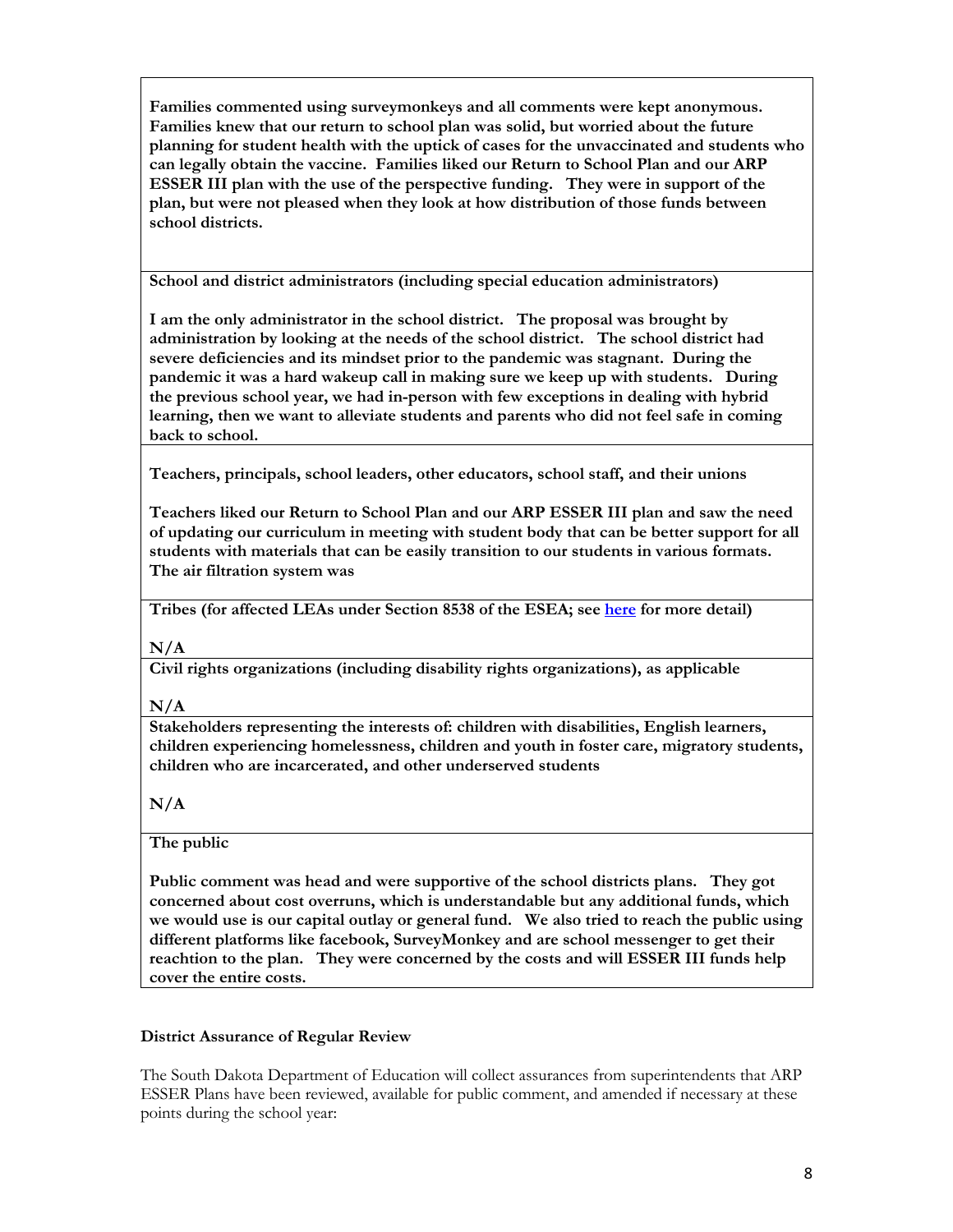| |
|---|
| **Families commented using surveymonkeys and all comments were kept anonymous. Families knew that our return to school plan was solid, but worried about the future planning for student health with the uptick of cases for the unvaccinated and students who can legally obtain the vaccine. Families liked our Return to School Plan and our ARP ESSER III plan with the use of the perspective funding. They were in support of the plan, but were not pleased when they look at how distribution of those funds between school districts.** |
| **School and district administrators (including special education administrators)**<br><br>**I am the only administrator in the school district. The proposal was brought by administration by looking at the needs of the school district. The school district had severe deficiencies and its mindset prior to the pandemic was stagnant. During the pandemic it was a hard wakeup call in making sure we keep up with students. During the previous school year, we had in-person with few exceptions in dealing with hybrid learning, then we want to alleviate students and parents who did not feel safe in coming back to school.** |
| **Teachers, principals, school leaders, other educators, school staff, and their unions**<br><br>**Teachers liked our Return to School Plan and our ARP ESSER III plan and saw the need of updating our curriculum in meeting with student body that can be better support for all students with materials that can be easily transition to our students in various formats. The air filtration system was** |
| **Tribes (for affected LEAs under Section 8538 of the ESEA; see [here] for more detail)**<br><br>**N/A** |
| **Civil rights organizations (including disability rights organizations), as applicable**<br><br>**N/A** |
| **Stakeholders representing the interests of: children with disabilities, English learners, children experiencing homelessness, children and youth in foster care, migratory students, children who are incarcerated, and other underserved students**<br><br>**N/A** |
| **The public**<br><br>**Public comment was head and were supportive of the school districts plans. They got concerned about cost overruns, which is understandable but any additional funds, which we would use is our capital outlay or general fund. We also tried to reach the public using different platforms like facebook, SurveyMonkey and are school messenger to get their reachtion to the plan. They were concerned by the costs and will ESSER III funds help cover the entire costs.** |

**District Assurance of Regular Review**

The South Dakota Department of Education will collect assurances from superintendents that ARP ESSER Plans have been reviewed, available for public comment, and amended if necessary at these points during the school year: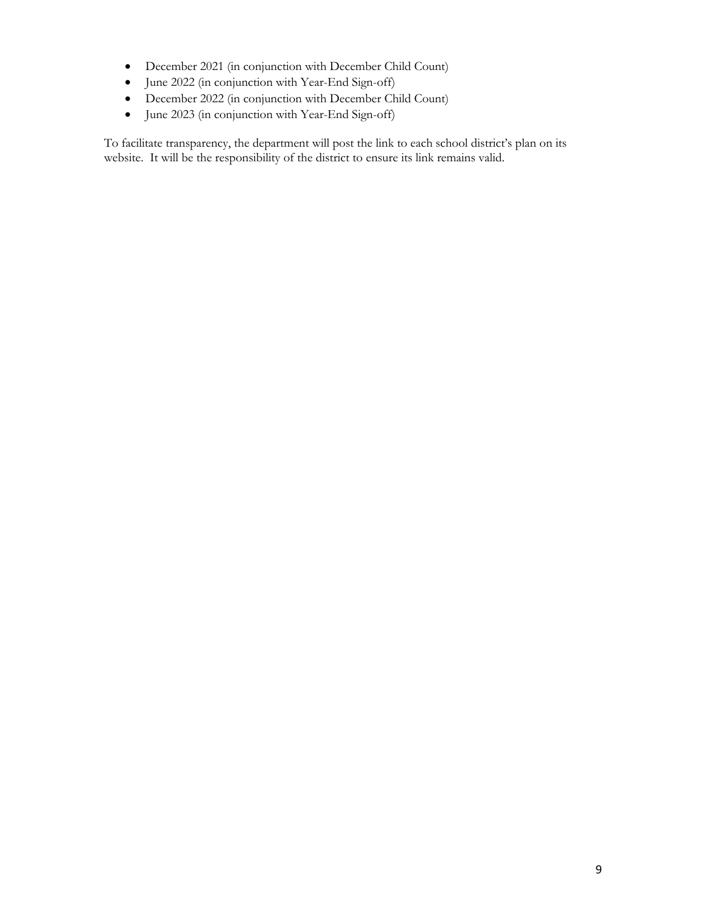- December 2021 (in conjunction with December Child Count)
- June 2022 (in conjunction with Year-End Sign-off)
- December 2022 (in conjunction with December Child Count)
- June 2023 (in conjunction with Year-End Sign-off)

To facilitate transparency, the department will post the link to each school district's plan on its website. It will be the responsibility of the district to ensure its link remains valid.